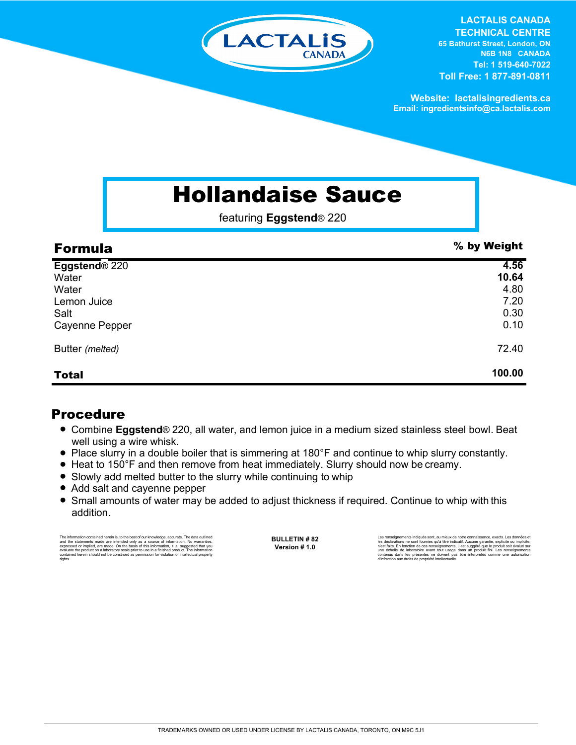LACTALIS CANADA
TECHNICAL CENTRE
65 Bathurst Street, London, ON
N6B 1N8 CANADA
Tel: 1 519-640-7022
Toll Free: 1 877-891-0811

Website: lactalisingredients.ca
Email: ingredientsinfo@ca.lactalis.com

# Hollandaise Sauce

featuring **Eggstend**® 220

## Formula

| Formula | % by Weight |
|---|---|
| **Eggstend**® 220 | **4.56** |
| Water | **10.64** |
| Water | 4.80 |
| Lemon Juice | 7.20 |
| Salt | 0.30 |
| Cayenne Pepper | 0.10 |
| Butter *(melted)* | 72.40 |
| **Total** | **100.00** |

## Procedure

- Combine **Eggstend**® 220, all water, and lemon juice in a medium sized stainless steel bowl. Beat well using a wire whisk.
- Place slurry in a double boiler that is simmering at 180°F and continue to whip slurry constantly.
- Heat to 150°F and then remove from heat immediately. Slurry should now be creamy.
- Slowly add melted butter to the slurry while continuing to whip
- Add salt and cayenne pepper
- Small amounts of water may be added to adjust thickness if required. Continue to whip with this addition.

The information contained herein is, to the best of our knowledge, accurate. The data outlined and the statements made are intended only as a source of information. No warranties, expressed or implied, are made. On the basis of this information, it is suggested that you evaluate the product on a laboratory scale prior to use in a finished product. The information contained herein should not be construed as permission for violation of intellectual property rights.

**BULLETIN # 82**
**Version # 1.0**

Les renseignements indiqués sont, au mieux de notre connaissance, exacts. Les données et les déclarations ne sont fournies qu'à titre indicatif. Aucune garantie, explicite ou implicite, n'est faite. En fonction de ces renseignements, il est suggéré que le produit soit évalué sur une échelle de laboratoire avant tout usage dans un produit fini. Les renseignements contenus dans les présentes ne doivent pas être interprétés comme une autorisation d'infraction aux droits de propriété intellectuelle.

TRADEMARKS OWNED OR USED UNDER LICENSE BY LACTALIS CANADA, TORONTO, ON M9C 5J1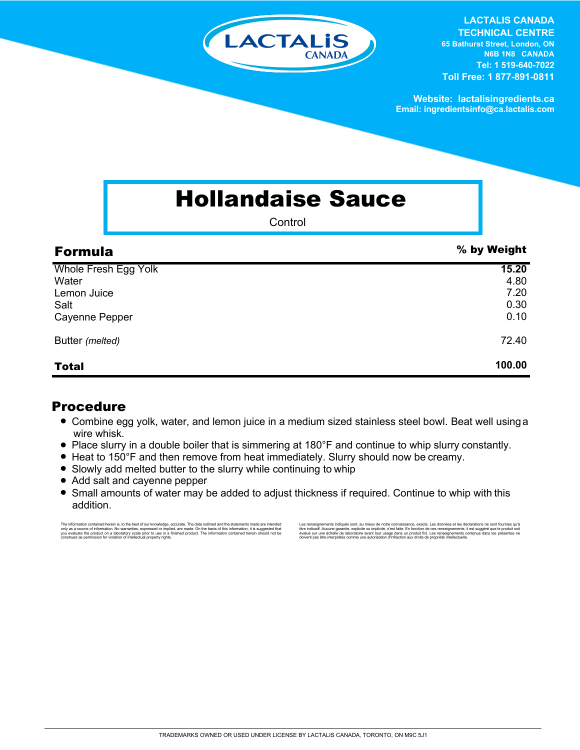LACTALIS CANADA
TECHNICAL CENTRE
65 Bathurst Street, London, ON
N6B 1N8 CANADA
Tel: 1 519-640-7022
Toll Free: 1 877-891-0811

Website: lactalisingredients.ca
Email: ingredientsinfo@ca.lactalis.com

# Hollandaise Sauce

Control

| Formula | % by Weight |
|---|---|
| Whole Fresh Egg Yolk | **15.20** |
| Water | 4.80 |
| Lemon Juice | 7.20 |
| Salt | 0.30 |
| Cayenne Pepper | 0.10 |
| Butter *(melted)* | 72.40 |
| **Total** | **100.00** |

## Procedure

- Combine egg yolk, water, and lemon juice in a medium sized stainless steel bowl. Beat well using a wire whisk.
- Place slurry in a double boiler that is simmering at 180°F and continue to whip slurry constantly.
- Heat to 150°F and then remove from heat immediately. Slurry should now be creamy.
- Slowly add melted butter to the slurry while continuing to whip
- Add salt and cayenne pepper
- Small amounts of water may be added to adjust thickness if required. Continue to whip with this addition.

The information contained herein is, to the best of our knowledge, accurate. The data outlined and the statements made are intended only as a source of information. No warranties, expressed or implied, are made. On the basis of this information, it is suggested that you evaluate the product on a laboratory scale prior to use in a finished product. The information contained herein should not be construed as permission for violation of intellectual property rights.

Les renseignements indiqués sont, au mieux de notre connaissance, exacts. Les données et les déclarations ne sont fournies qu'à titre indicatif. Aucune garantie, explicite ou implicite, n'est faite. En fonction de ces renseignements, il est suggéré que le produit soit évalué sur une échelle de laboratoire avant tout usage dans un produit fini. Les renseignements contenus dans les présentes ne doivent pas être interprétés comme une autorisation d'infraction aux droits de propriété intellectuelle.

TRADEMARKS OWNED OR USED UNDER LICENSE BY LACTALIS CANADA, TORONTO, ON M9C 5J1